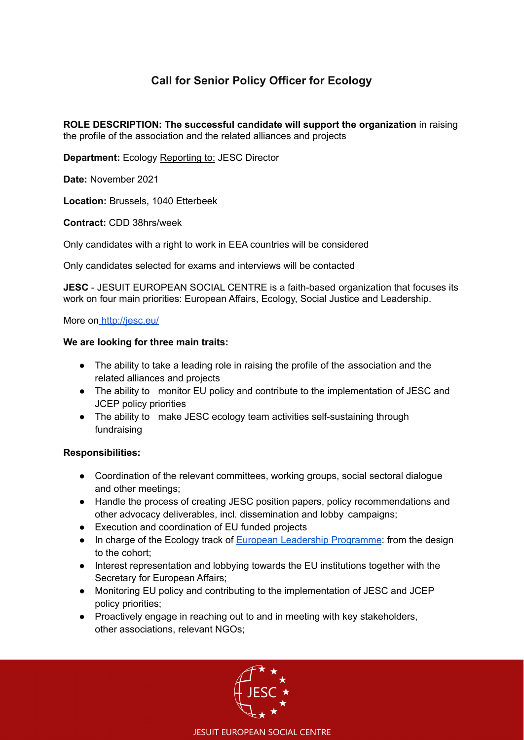# Call for Senior Policy Officer for Ecology

**ROLE DESCRIPTION: The successful candidate will support the organization** in raising the profile of the association and the related alliances and projects

**Department:** Ecology Reporting to: JESC Director

**Date:** November 2021

**Location:** Brussels, 1040 Etterbeek

**Contract:** CDD 38hrs/week

Only candidates with a right to work in EEA countries will be considered

Only candidates selected for exams and interviews will be contacted

**JESC** - JESUIT EUROPEAN SOCIAL CENTRE is a faith-based organization that focuses its work on four main priorities: European Affairs, Ecology, Social Justice and Leadership.

More on [http://jesc.eu/](http://jesc.eu/)

**We are looking for three main traits:**

- The ability to take a leading role in raising the profile of the association and the related alliances and projects
- The ability to monitor EU policy and contribute to the implementation of JESC and JCEP policy priorities
- The ability to make JESC ecology team activities self-sustaining through fundraising

**Responsibilities:**

- Coordination of the relevant committees, working groups, social sectoral dialogue and other meetings;
- Handle the process of creating JESC position papers, policy recommendations and other advocacy deliverables, incl. dissemination and lobby campaigns;
- Execution and coordination of EU funded projects
- In charge of the Ecology track of European Leadership Programme: from the design to the cohort;
- Interest representation and lobbying towards the EU institutions together with the Secretary for European Affairs;
- Monitoring EU policy and contributing to the implementation of JESC and JCEP policy priorities;
- Proactively engage in reaching out to and in meeting with key stakeholders, other associations, relevant NGOs;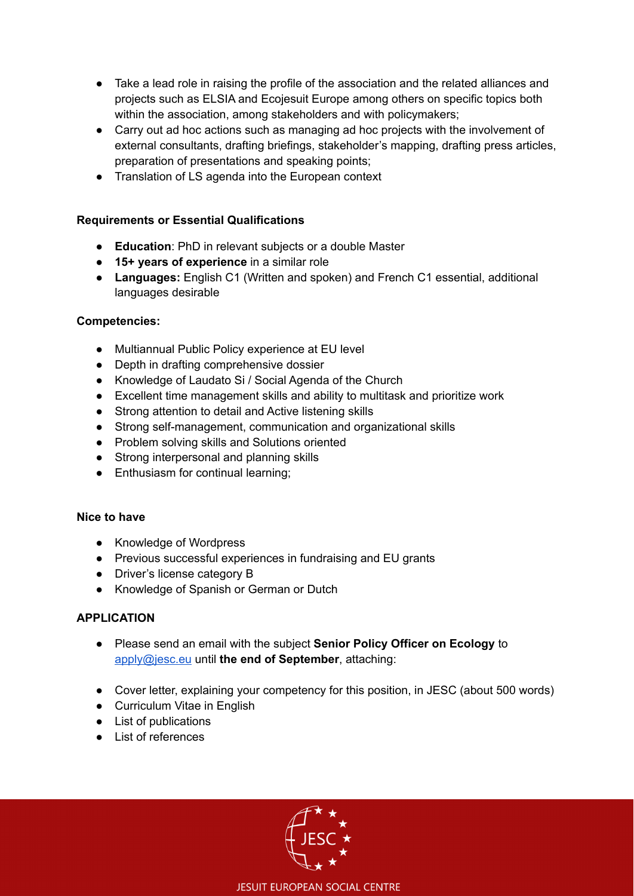- Take a lead role in raising the profile of the association and the related alliances and projects such as ELSIA and Ecojesuit Europe among others on specific topics both within the association, among stakeholders and with policymakers;
- Carry out ad hoc actions such as managing ad hoc projects with the involvement of external consultants, drafting briefings, stakeholder's mapping, drafting press articles, preparation of presentations and speaking points;
- Translation of LS agenda into the European context

**Requirements or Essential Qualifications**

- **Education**: PhD in relevant subjects or a double Master
- **15+ years of experience** in a similar role
- **Languages:** English C1 (Written and spoken) and French C1 essential, additional languages desirable

**Competencies:**

- Multiannual Public Policy experience at EU level
- Depth in drafting comprehensive dossier
- Knowledge of Laudato Si / Social Agenda of the Church
- Excellent time management skills and ability to multitask and prioritize work
- Strong attention to detail and Active listening skills
- Strong self-management, communication and organizational skills
- Problem solving skills and Solutions oriented
- Strong interpersonal and planning skills
- Enthusiasm for continual learning;

**Nice to have**

- Knowledge of Wordpress
- Previous successful experiences in fundraising and EU grants
- Driver's license category B
- Knowledge of Spanish or German or Dutch

**APPLICATION**

- Please send an email with the subject **Senior Policy Officer on Ecology** to apply@jesc.eu until **the end of September**, attaching:

- Cover letter, explaining your competency for this position, in JESC (about 500 words)
- Curriculum Vitae in English
- List of publications
- List of references